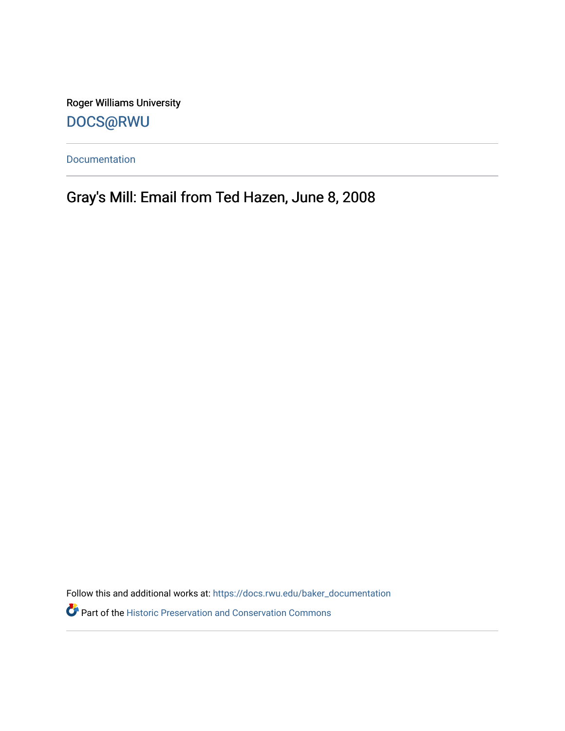Roger Williams University

DOCS@RWU

Documentation

# Gray's Mill: Email from Ted Hazen, June 8, 2008

Follow this and additional works at: https://docs.rwu.edu/baker_documentation

Part of the Historic Preservation and Conservation Commons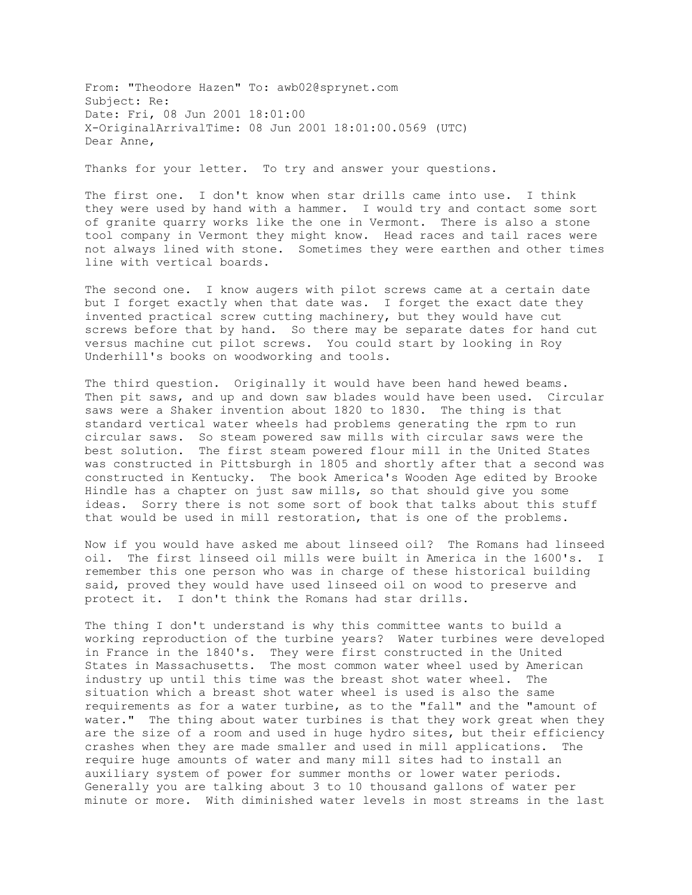From: "Theodore Hazen" To: awb02@sprynet.com
Subject: Re:
Date: Fri, 08 Jun 2001 18:01:00
X-OriginalArrivalTime: 08 Jun 2001 18:01:00.0569 (UTC)
Dear Anne,

Thanks for your letter. To try and answer your questions.

The first one. I don't know when star drills came into use. I think they were used by hand with a hammer. I would try and contact some sort of granite quarry works like the one in Vermont. There is also a stone tool company in Vermont they might know. Head races and tail races were not always lined with stone. Sometimes they were earthen and other times line with vertical boards.

The second one. I know augers with pilot screws came at a certain date but I forget exactly when that date was. I forget the exact date they invented practical screw cutting machinery, but they would have cut screws before that by hand. So there may be separate dates for hand cut versus machine cut pilot screws. You could start by looking in Roy Underhill's books on woodworking and tools.

The third question. Originally it would have been hand hewed beams. Then pit saws, and up and down saw blades would have been used. Circular saws were a Shaker invention about 1820 to 1830. The thing is that standard vertical water wheels had problems generating the rpm to run circular saws. So steam powered saw mills with circular saws were the best solution. The first steam powered flour mill in the United States was constructed in Pittsburgh in 1805 and shortly after that a second was constructed in Kentucky. The book America's Wooden Age edited by Brooke Hindle has a chapter on just saw mills, so that should give you some ideas. Sorry there is not some sort of book that talks about this stuff that would be used in mill restoration, that is one of the problems.

Now if you would have asked me about linseed oil? The Romans had linseed oil. The first linseed oil mills were built in America in the 1600's. I remember this one person who was in charge of these historical building said, proved they would have used linseed oil on wood to preserve and protect it. I don't think the Romans had star drills.

The thing I don't understand is why this committee wants to build a working reproduction of the turbine years? Water turbines were developed in France in the 1840's. They were first constructed in the United States in Massachusetts. The most common water wheel used by American industry up until this time was the breast shot water wheel. The situation which a breast shot water wheel is used is also the same requirements as for a water turbine, as to the "fall" and the "amount of water." The thing about water turbines is that they work great when they are the size of a room and used in huge hydro sites, but their efficiency crashes when they are made smaller and used in mill applications. The require huge amounts of water and many mill sites had to install an auxiliary system of power for summer months or lower water periods. Generally you are talking about 3 to 10 thousand gallons of water per minute or more. With diminished water levels in most streams in the last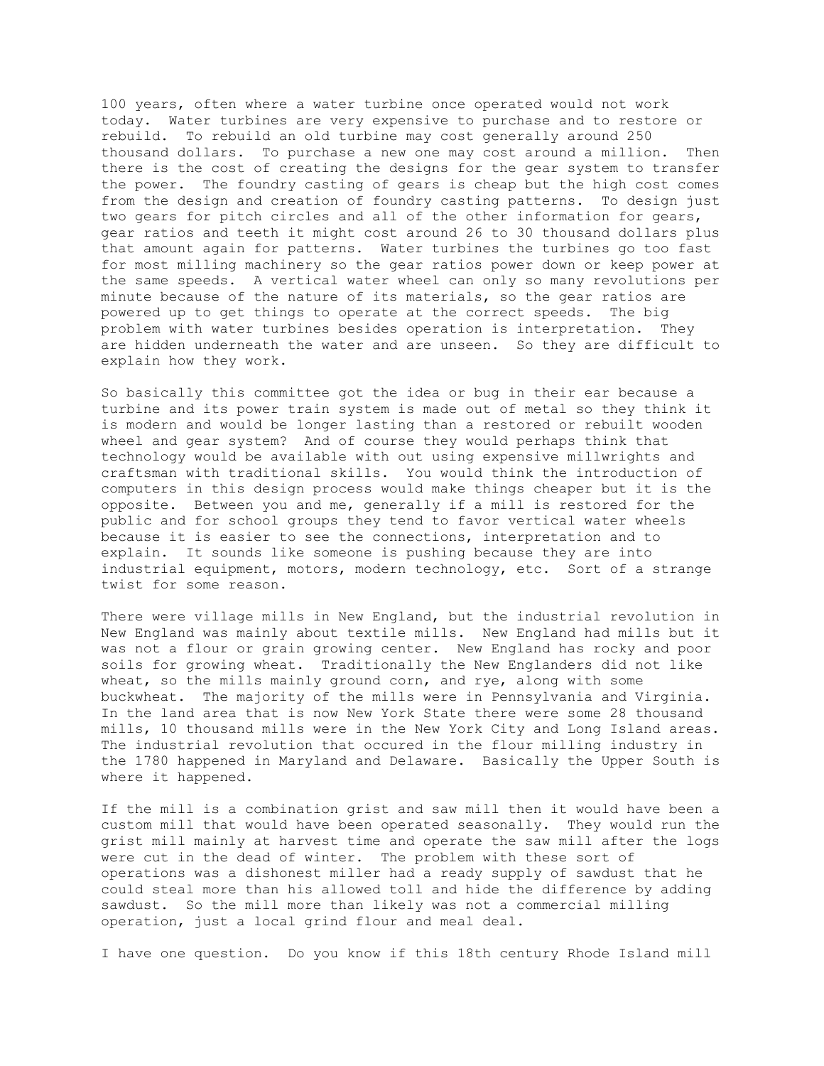100 years, often where a water turbine once operated would not work today. Water turbines are very expensive to purchase and to restore or rebuild. To rebuild an old turbine may cost generally around 250 thousand dollars. To purchase a new one may cost around a million. Then there is the cost of creating the designs for the gear system to transfer the power. The foundry casting of gears is cheap but the high cost comes from the design and creation of foundry casting patterns. To design just two gears for pitch circles and all of the other information for gears, gear ratios and teeth it might cost around 26 to 30 thousand dollars plus that amount again for patterns. Water turbines the turbines go too fast for most milling machinery so the gear ratios power down or keep power at the same speeds. A vertical water wheel can only so many revolutions per minute because of the nature of its materials, so the gear ratios are powered up to get things to operate at the correct speeds. The big problem with water turbines besides operation is interpretation. They are hidden underneath the water and are unseen. So they are difficult to explain how they work.

So basically this committee got the idea or bug in their ear because a turbine and its power train system is made out of metal so they think it is modern and would be longer lasting than a restored or rebuilt wooden wheel and gear system? And of course they would perhaps think that technology would be available with out using expensive millwrights and craftsman with traditional skills. You would think the introduction of computers in this design process would make things cheaper but it is the opposite. Between you and me, generally if a mill is restored for the public and for school groups they tend to favor vertical water wheels because it is easier to see the connections, interpretation and to explain. It sounds like someone is pushing because they are into industrial equipment, motors, modern technology, etc. Sort of a strange twist for some reason.

There were village mills in New England, but the industrial revolution in New England was mainly about textile mills. New England had mills but it was not a flour or grain growing center. New England has rocky and poor soils for growing wheat. Traditionally the New Englanders did not like wheat, so the mills mainly ground corn, and rye, along with some buckwheat. The majority of the mills were in Pennsylvania and Virginia. In the land area that is now New York State there were some 28 thousand mills, 10 thousand mills were in the New York City and Long Island areas. The industrial revolution that occured in the flour milling industry in the 1780 happened in Maryland and Delaware. Basically the Upper South is where it happened.

If the mill is a combination grist and saw mill then it would have been a custom mill that would have been operated seasonally. They would run the grist mill mainly at harvest time and operate the saw mill after the logs were cut in the dead of winter. The problem with these sort of operations was a dishonest miller had a ready supply of sawdust that he could steal more than his allowed toll and hide the difference by adding sawdust. So the mill more than likely was not a commercial milling operation, just a local grind flour and meal deal.

I have one question. Do you know if this 18th century Rhode Island mill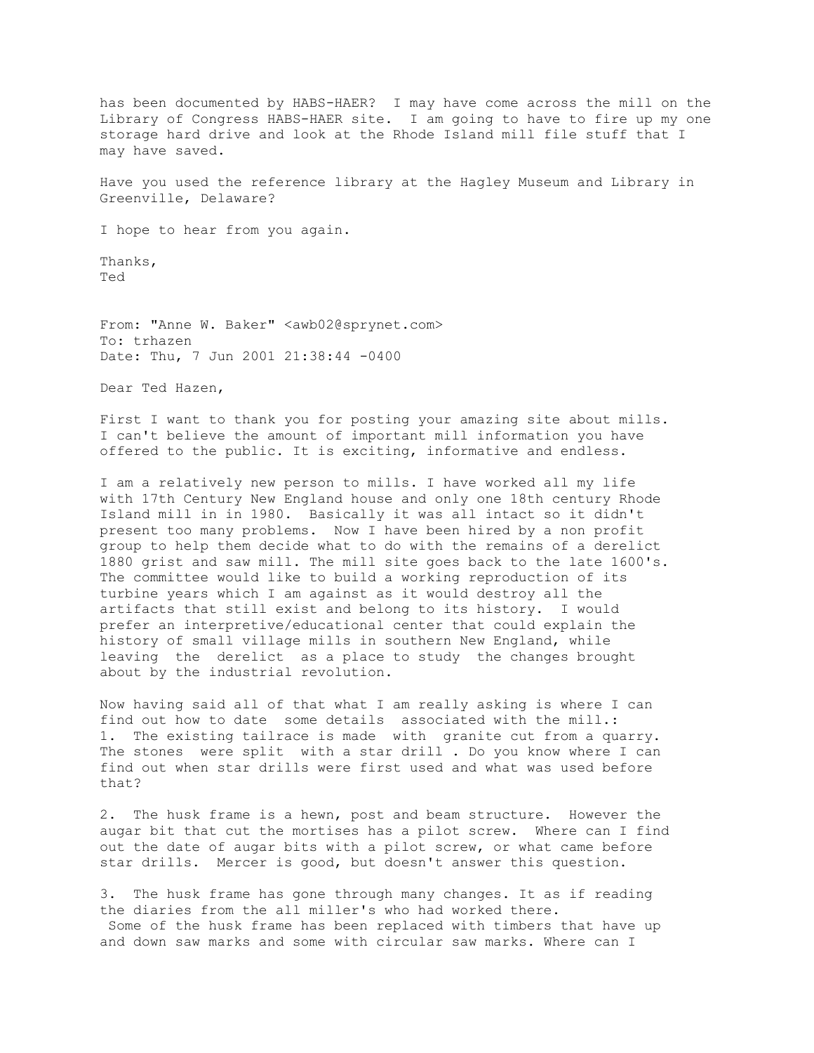has been documented by HABS-HAER? I may have come across the mill on the Library of Congress HABS-HAER site. I am going to have to fire up my one storage hard drive and look at the Rhode Island mill file stuff that I may have saved.

Have you used the reference library at the Hagley Museum and Library in Greenville, Delaware?

I hope to hear from you again.

Thanks,
Ted

From: "Anne W. Baker" <awb02@sprynet.com>
To: trhazen
Date: Thu, 7 Jun 2001 21:38:44 -0400

Dear Ted Hazen,

First I want to thank you for posting your amazing site about mills. I can't believe the amount of important mill information you have offered to the public. It is exciting, informative and endless.

I am a relatively new person to mills. I have worked all my life with 17th Century New England house and only one 18th century Rhode Island mill in in 1980. Basically it was all intact so it didn't present too many problems. Now I have been hired by a non profit group to help them decide what to do with the remains of a derelict 1880 grist and saw mill. The mill site goes back to the late 1600's. The committee would like to build a working reproduction of its turbine years which I am against as it would destroy all the artifacts that still exist and belong to its history. I would prefer an interpretive/educational center that could explain the history of small village mills in southern New England, while leaving the derelict as a place to study the changes brought about by the industrial revolution.

Now having said all of that what I am really asking is where I can find out how to date some details associated with the mill.:

1. The existing tailrace is made with granite cut from a quarry. The stones were split with a star drill . Do you know where I can find out when star drills were first used and what was used before that?

2. The husk frame is a hewn, post and beam structure. However the augar bit that cut the mortises has a pilot screw. Where can I find out the date of augar bits with a pilot screw, or what came before star drills. Mercer is good, but doesn't answer this question.

3. The husk frame has gone through many changes. It as if reading the diaries from the all miller's who had worked there. Some of the husk frame has been replaced with timbers that have up and down saw marks and some with circular saw marks. Where can I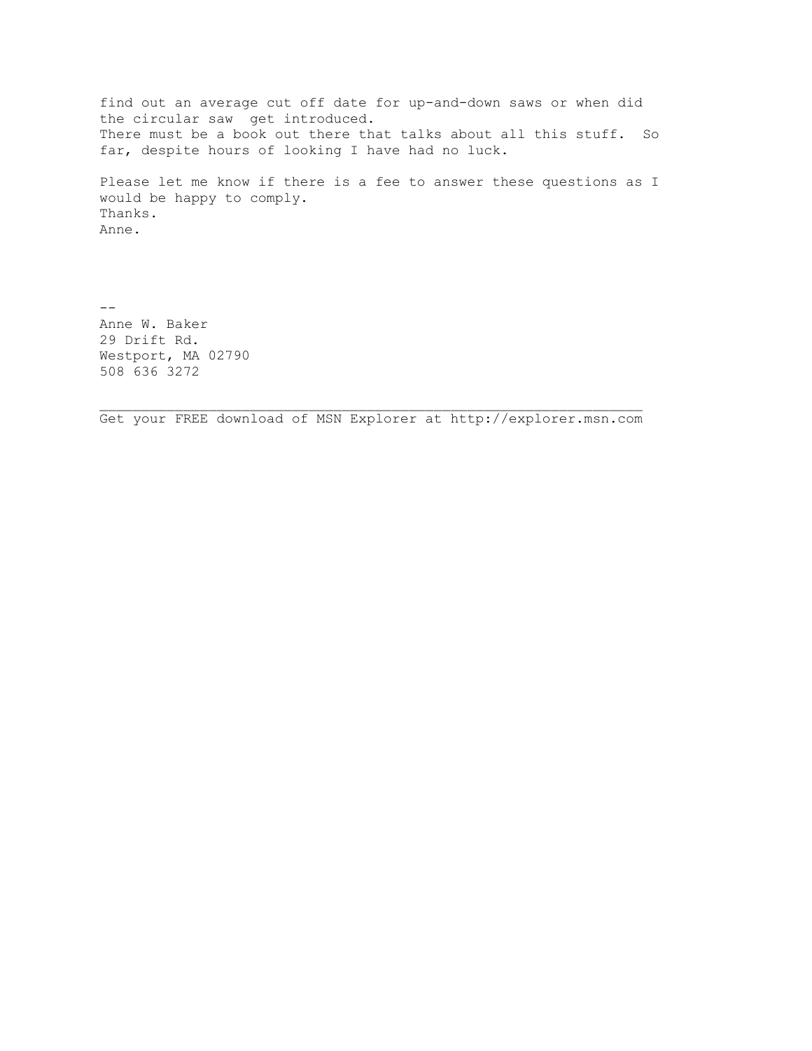find out an average cut off date for up-and-down saws or when did the circular saw get introduced.
There must be a book out there that talks about all this stuff. So far, despite hours of looking I have had no luck.

Please let me know if there is a fee to answer these questions as I would be happy to comply.
Thanks.
Anne.

--
Anne W. Baker
29 Drift Rd.
Westport, MA 02790
508 636 3272

---

Get your FREE download of MSN Explorer at http://explorer.msn.com